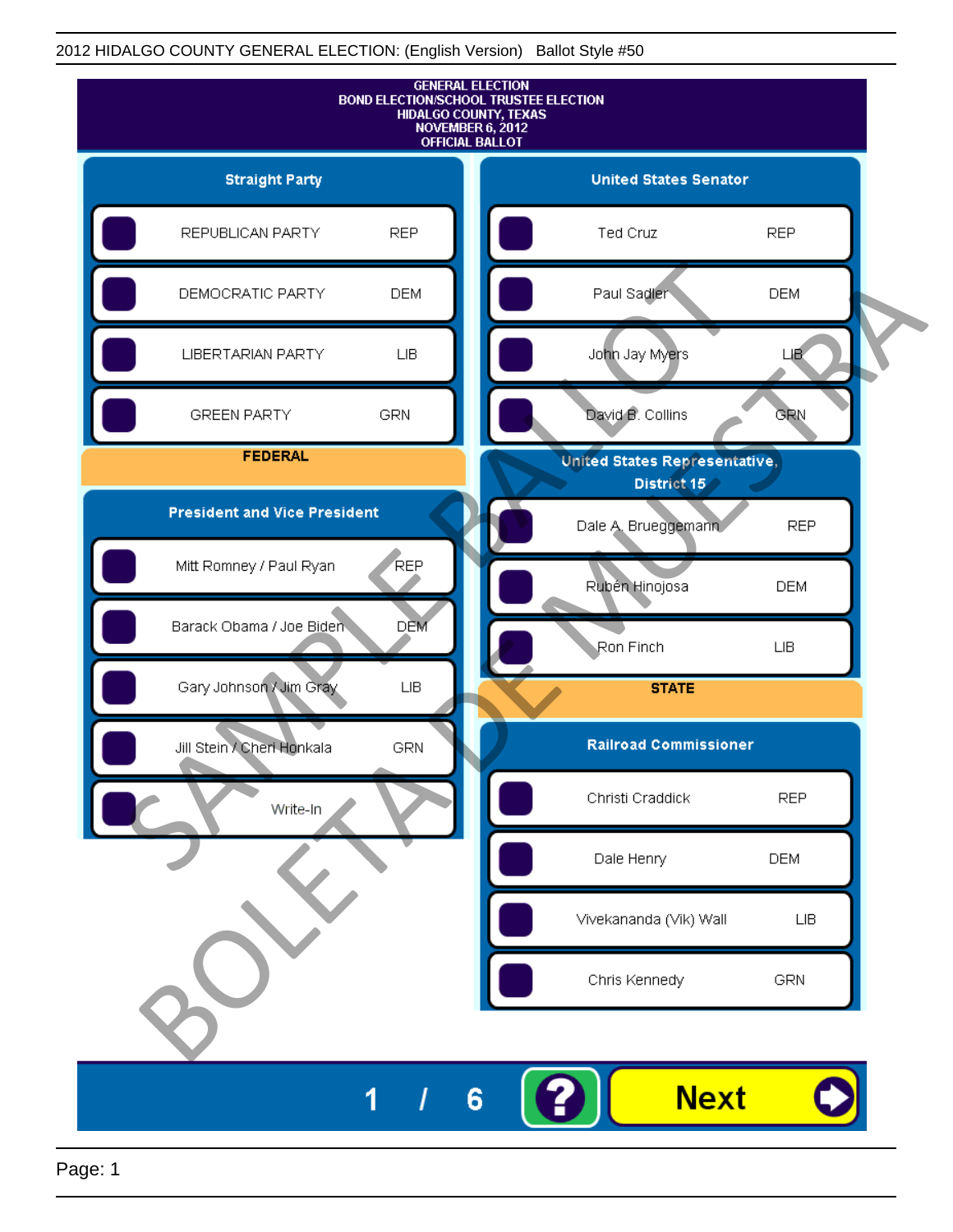2012 HIDALGO COUNTY GENERAL ELECTION: (English Version) Ballot Style #50

# GENERAL ELECTION
# BOND ELECTION/SCHOOL TRUSTEE ELECTION
# HIDALGO COUNTY, TEXAS
# NOVEMBER 6, 2012
# OFFICIAL BALLOT

## Straight Party

| Candidate | Party |
|---|---|
| REPUBLICAN PARTY | REP |
| DEMOCRATIC PARTY | DEM |
| LIBERTARIAN PARTY | LIB |
| GREEN PARTY | GRN |

## FEDERAL

### President and Vice President

| Candidate | Party |
|---|---|
| Mitt Romney / Paul Ryan | REP |
| Barack Obama / Joe Biden | DEM |
| Gary Johnson / Jim Gray | LIB |
| Jill Stein / Cheri Honkala | GRN |
| Write-In | |

### United States Senator

| Candidate | Party |
|---|---|
| Ted Cruz | REP |
| Paul Sadler | DEM |
| John Jay Myers | LIB |
| David B. Collins | GRN |

### United States Representative, District 15

| Candidate | Party |
|---|---|
| Dale A. Brueggemann | REP |
| Rubén Hinojosa | DEM |
| Ron Finch | LIB |

## STATE

### Railroad Commissioner

| Candidate | Party |
|---|---|
| Christi Craddick | REP |
| Dale Henry | DEM |
| Vivekananda (Vik) Wall | LIB |
| Chris Kennedy | GRN |

SAMPLE BALLOT BOLETA DE MUESTRA

1 / 6 ? Next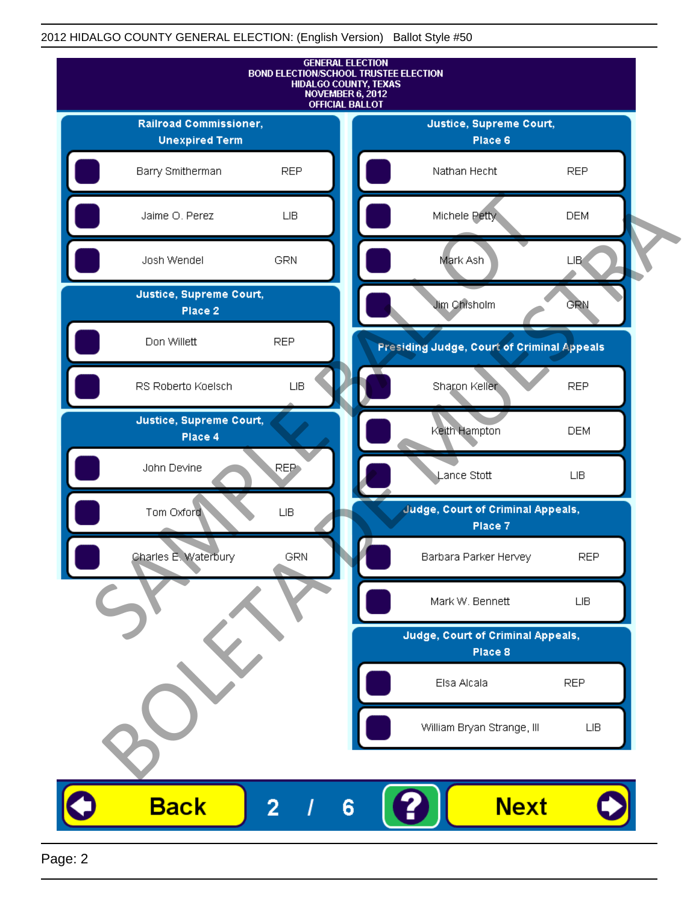2012 HIDALGO COUNTY GENERAL ELECTION: (English Version) Ballot Style #50

GENERAL ELECTION
BOND ELECTION/SCHOOL TRUSTEE ELECTION
HIDALGO COUNTY, TEXAS
NOVEMBER 6, 2012
OFFICIAL BALLOT

## Railroad Commissioner, Unexpired Term

| Candidate | Party |
|---|---|
| Barry Smitherman | REP |
| Jaime O. Perez | LIB |
| Josh Wendel | GRN |

## Justice, Supreme Court, Place 2

| Candidate | Party |
|---|---|
| Don Willett | REP |
| RS Roberto Koelsch | LIB |

## Justice, Supreme Court, Place 4

| Candidate | Party |
|---|---|
| John Devine | REP |
| Tom Oxford | LIB |
| Charles E. Waterbury | GRN |

## Justice, Supreme Court, Place 6

| Candidate | Party |
|---|---|
| Nathan Hecht | REP |
| Michele Petty | DEM |
| Mark Ash | LIB |
| Jim Chisholm | GRN |

## Presiding Judge, Court of Criminal Appeals

| Candidate | Party |
|---|---|
| Sharon Keller | REP |
| Keith Hampton | DEM |
| Lance Stott | LIB |

## Judge, Court of Criminal Appeals, Place 7

| Candidate | Party |
|---|---|
| Barbara Parker Hervey | REP |
| Mark W. Bennett | LIB |

## Judge, Court of Criminal Appeals, Place 8

| Candidate | Party |
|---|---|
| Elsa Alcala | REP |
| William Bryan Strange, III | LIB |

SAMPLE BALLOT
BOLETA DE MUESTRA

Back 2 / 6 ? Next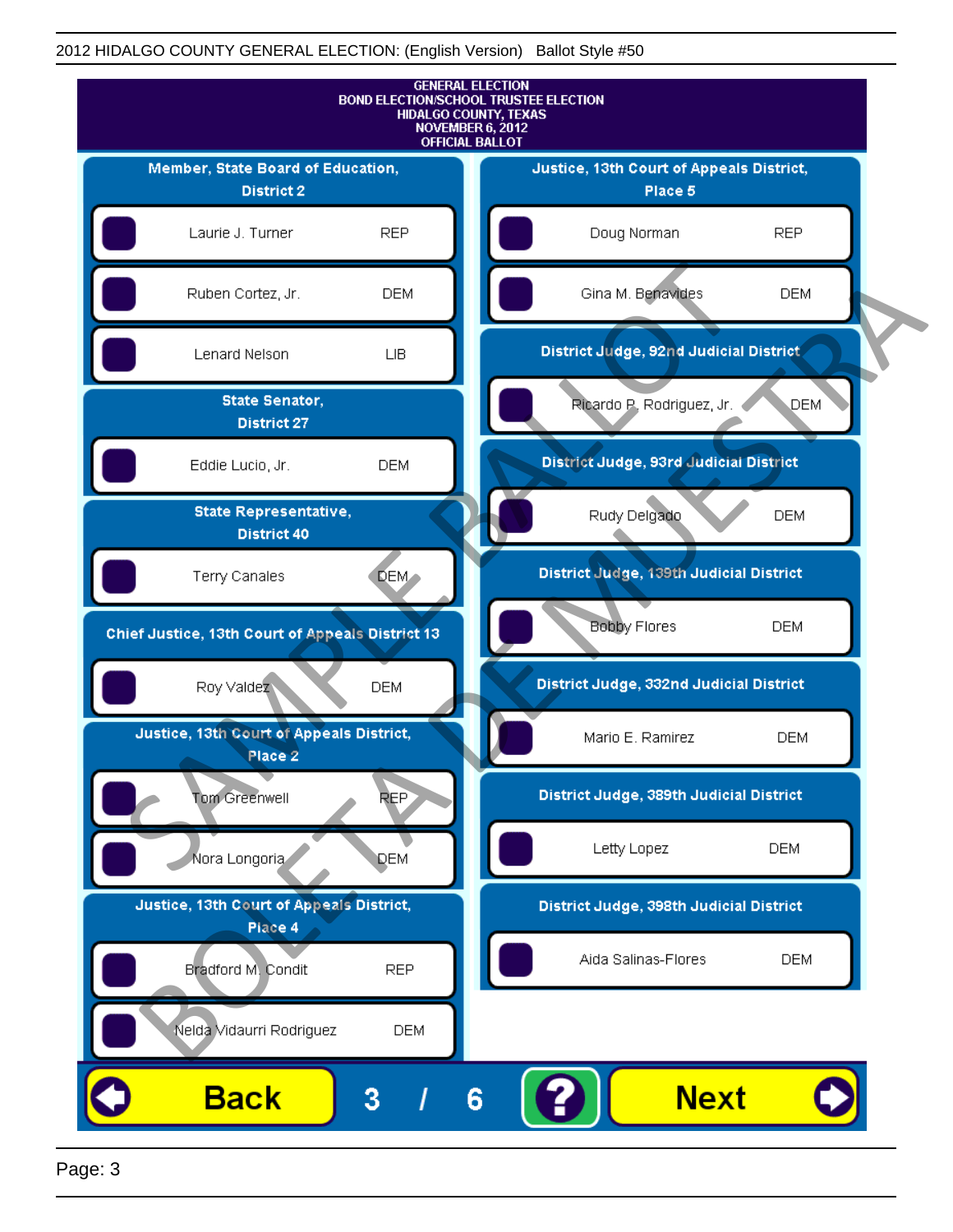GENERAL ELECTION
BOND ELECTION/SCHOOL TRUSTEE ELECTION
HIDALGO COUNTY, TEXAS
NOVEMBER 6, 2012
OFFICIAL BALLOT

### Member, State Board of Education, District 2

| Candidate | Party |
| --- | --- |
| Laurie J. Turner | REP |
| Ruben Cortez, Jr. | DEM |
| Lenard Nelson | LIB |

### State Senator, District 27

| Candidate | Party |
| --- | --- |
| Eddie Lucio, Jr. | DEM |

### State Representative, District 40

| Candidate | Party |
| --- | --- |
| Terry Canales | DEM |

### Chief Justice, 13th Court of Appeals District 13

| Candidate | Party |
| --- | --- |
| Roy Valdez | DEM |

### Justice, 13th Court of Appeals District, Place 2

| Candidate | Party |
| --- | --- |
| Tom Greenwell | REP |
| Nora Longoria | DEM |

### Justice, 13th Court of Appeals District, Place 4

| Candidate | Party |
| --- | --- |
| Bradford M. Condit | REP |
| Nelda Vidaurri Rodriguez | DEM |

### Justice, 13th Court of Appeals District, Place 5

| Candidate | Party |
| --- | --- |
| Doug Norman | REP |
| Gina M. Benavides | DEM |

### District Judge, 92nd Judicial District

| Candidate | Party |
| --- | --- |
| Ricardo P. Rodriguez, Jr. | DEM |

### District Judge, 93rd Judicial District

| Candidate | Party |
| --- | --- |
| Rudy Delgado | DEM |

### District Judge, 139th Judicial District

| Candidate | Party |
| --- | --- |
| Bobby Flores | DEM |

### District Judge, 332nd Judicial District

| Candidate | Party |
| --- | --- |
| Mario E. Ramirez | DEM |

### District Judge, 389th Judicial District

| Candidate | Party |
| --- | --- |
| Letty Lopez | DEM |

### District Judge, 398th Judicial District

| Candidate | Party |
| --- | --- |
| Aida Salinas-Flores | DEM |

Back 3 / 6 ? Next

SAMPLE BALLOT BOLETA DE MUESTRA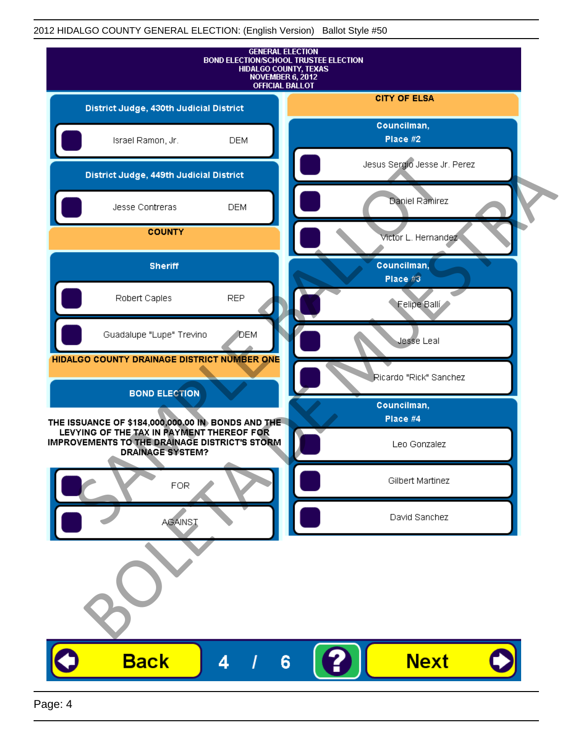GENERAL ELECTION
BOND ELECTION/SCHOOL TRUSTEE ELECTION
HIDALGO COUNTY, TEXAS
NOVEMBER 6, 2012
OFFICIAL BALLOT

## District Judge, 430th Judicial District

- Israel Ramon, Jr. — DEM

## District Judge, 449th Judicial District

- Jesse Contreras — DEM

# COUNTY

## Sheriff

- Robert Caples — REP
- Guadalupe "Lupe" Trevino — DEM

# HIDALGO COUNTY DRAINAGE DISTRICT NUMBER ONE

## BOND ELECTION

THE ISSUANCE OF $184,000,000.00 IN BONDS AND THE LEVYING OF THE TAX IN PAYMENT THEREOF FOR IMPROVEMENTS TO THE DRAINAGE DISTRICT'S STORM DRAINAGE SYSTEM?

- FOR
- AGAINST

# CITY OF ELSA

## Councilman, Place #2

- Jesus Sergio Jesse Jr. Perez
- Daniel Ramirez
- Victor L. Hernandez

## Councilman, Place #3

- Felipe Ballí
- Jesse Leal
- Ricardo "Rick" Sanchez

## Councilman, Place #4

- Leo Gonzalez
- Gilbert Martinez
- David Sanchez

SAMPLE BALLOT
BOLETA DE MUESTRA

Back 4 / 6 ? Next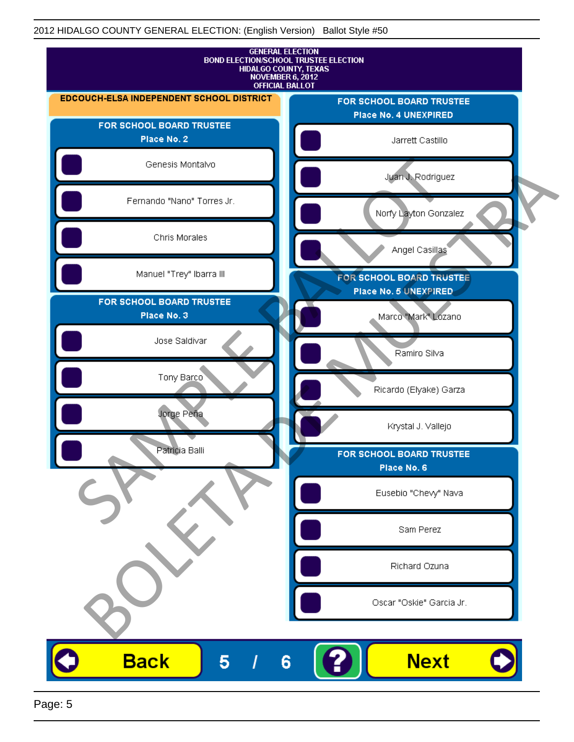2012 HIDALGO COUNTY GENERAL ELECTION: (English Version) Ballot Style #50

GENERAL ELECTION
BOND ELECTION/SCHOOL TRUSTEE ELECTION
HIDALGO COUNTY, TEXAS
NOVEMBER 6, 2012
OFFICIAL BALLOT

## EDCOUCH-ELSA INDEPENDENT SCHOOL DISTRICT

### FOR SCHOOL BOARD TRUSTEE Place No. 2

- Genesis Montalvo
- Fernando "Nano" Torres Jr.
- Chris Morales
- Manuel "Trey" Ibarra III

### FOR SCHOOL BOARD TRUSTEE Place No. 3

- Jose Saldivar
- Tony Barco
- Jorge Peña
- Patricia Balli

### FOR SCHOOL BOARD TRUSTEE Place No. 4 UNEXPIRED

- Jarrett Castillo
- Juan J. Rodriguez
- Norfy Layton Gonzalez
- Angel Casillas

### FOR SCHOOL BOARD TRUSTEE Place No. 5 UNEXPIRED

- Marco "Mark" Lozano
- Ramiro Silva
- Ricardo (Elyake) Garza
- Krystal J. Vallejo

### FOR SCHOOL BOARD TRUSTEE Place No. 6

- Eusebio "Chevy" Nava
- Sam Perez
- Richard Ozuna
- Oscar "Oskie" Garcia Jr.

SAMPLE BALLOT
BOLETA DE MUESTRA

Back 5 / 6 ? Next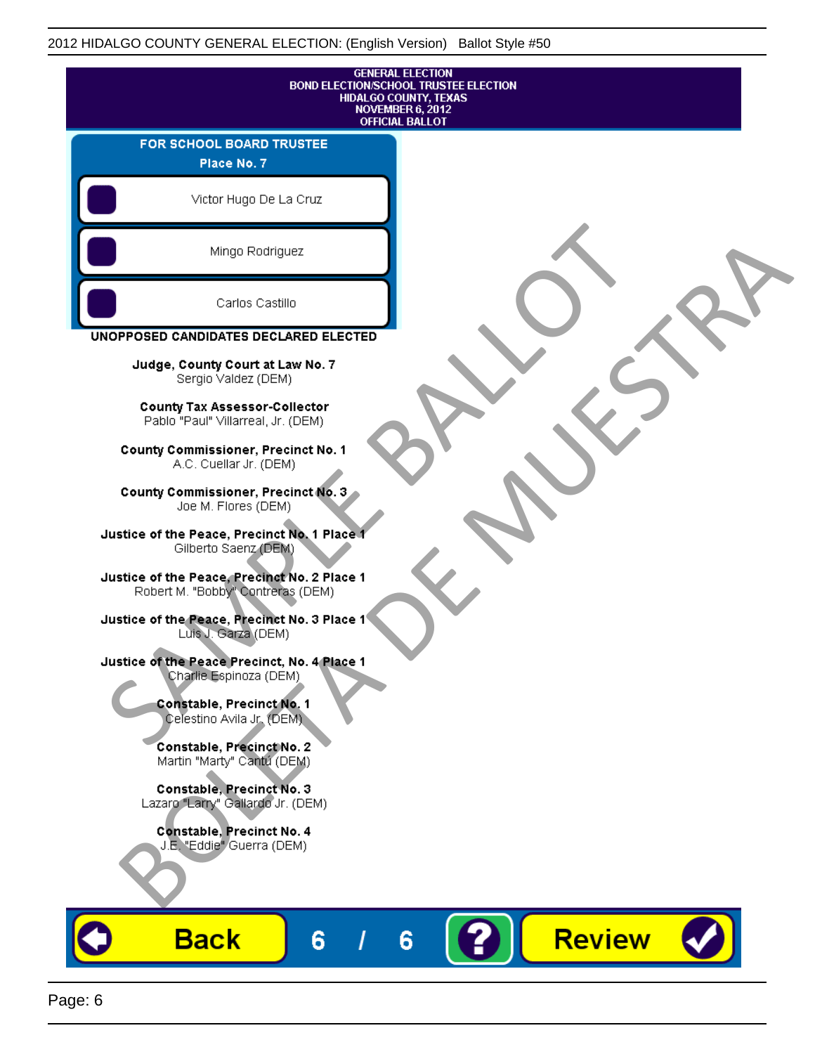GENERAL ELECTION
BOND ELECTION/SCHOOL TRUSTEE ELECTION
HIDALGO COUNTY, TEXAS
NOVEMBER 6, 2012
OFFICIAL BALLOT

## FOR SCHOOL BOARD TRUSTEE
### Place No. 7

- Victor Hugo De La Cruz
- Mingo Rodriguez
- Carlos Castillo

## UNOPPOSED CANDIDATES DECLARED ELECTED

**Judge, County Court at Law No. 7**
Sergio Valdez (DEM)

**County Tax Assessor-Collector**
Pablo "Paul" Villarreal, Jr. (DEM)

**County Commissioner, Precinct No. 1**
A.C. Cuellar Jr. (DEM)

**County Commissioner, Precinct No. 3**
Joe M. Flores (DEM)

**Justice of the Peace, Precinct No. 1 Place 1**
Gilberto Saenz (DEM)

**Justice of the Peace, Precinct No. 2 Place 1**
Robert M. "Bobby" Contreras (DEM)

**Justice of the Peace, Precinct No. 3 Place 1**
Luis J. Garza (DEM)

**Justice of the Peace Precinct, No. 4 Place 1**
Charlie Espinoza (DEM)

**Constable, Precinct No. 1**
Celestino Avila Jr. (DEM)

**Constable, Precinct No. 2**
Martin "Marty" Cantu (DEM)

**Constable, Precinct No. 3**
Lazaro "Larry" Gallardo Jr. (DEM)

**Constable, Precinct No. 4**
J.E. "Eddie" Guerra (DEM)

SAMPLE BALLOT
BOLETA DE MUESTRA

Back 6 / 6 ? Review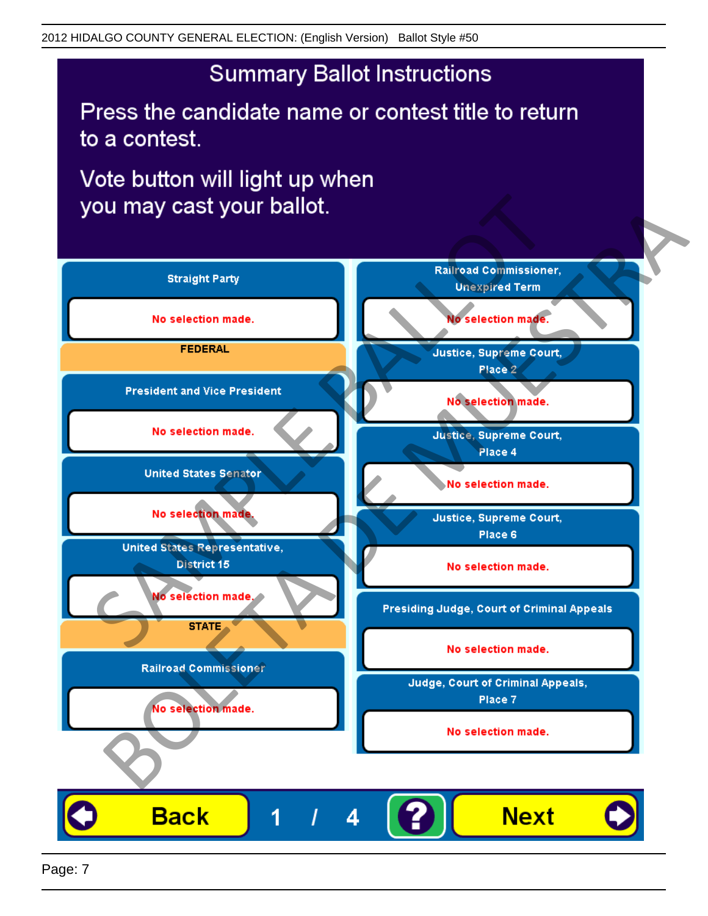# Summary Ballot Instructions

Press the candidate name or contest title to return to a contest.

Vote button will light up when you may cast your ballot.

**Straight Party**

No selection made.

**FEDERAL**

**President and Vice President**

No selection made.

**United States Senator**

No selection made.

**United States Representative, District 15**

No selection made.

**STATE**

**Railroad Commissioner**

No selection made.

**Railroad Commissioner, Unexpired Term**

No selection made.

**Justice, Supreme Court, Place 2**

No selection made.

**Justice, Supreme Court, Place 4**

No selection made.

**Justice, Supreme Court, Place 6**

No selection made.

**Presiding Judge, Court of Criminal Appeals**

No selection made.

**Judge, Court of Criminal Appeals, Place 7**

No selection made.

Back 1 / 4 ? Next

SAMPLE BALLOT BOLETA DE MUESTRA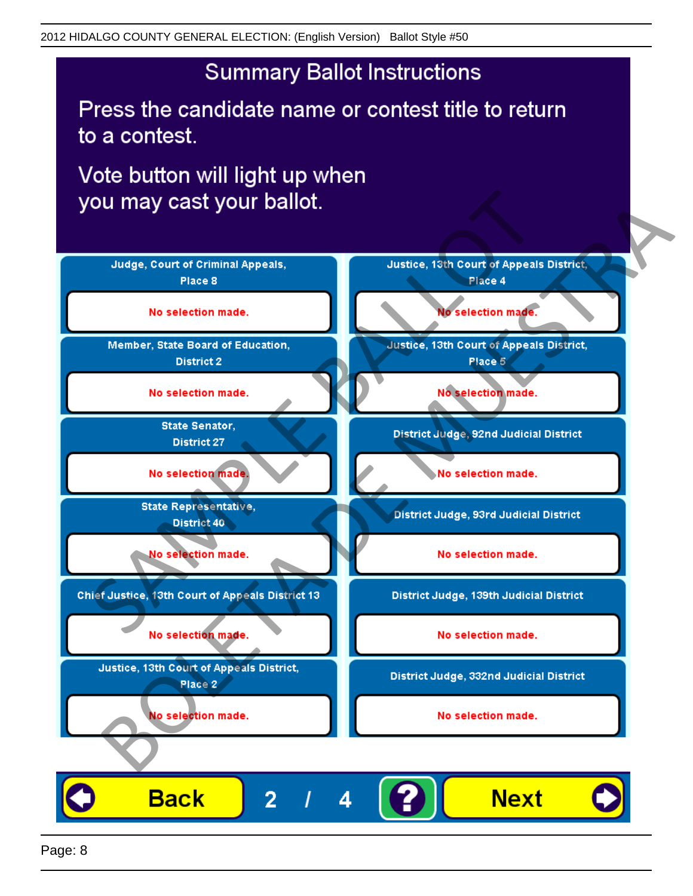# Summary Ballot Instructions

Press the candidate name or contest title to return to a contest.

Vote button will light up when you may cast your ballot.

| Contest | Selection |
|---|---|
| Judge, Court of Criminal Appeals, Place 8 | No selection made. |
| Member, State Board of Education, District 2 | No selection made. |
| State Senator, District 27 | No selection made. |
| State Representative, District 40 | No selection made. |
| Chief Justice, 13th Court of Appeals District 13 | No selection made. |
| Justice, 13th Court of Appeals District, Place 2 | No selection made. |
| Justice, 13th Court of Appeals District, Place 4 | No selection made. |
| Justice, 13th Court of Appeals District, Place 5 | No selection made. |
| District Judge, 92nd Judicial District | No selection made. |
| District Judge, 93rd Judicial District | No selection made. |
| District Judge, 139th Judicial District | No selection made. |
| District Judge, 332nd Judicial District | No selection made. |

SAMPLE BALLOT BOLETA DE MUESTRA

Back 2 / 4 ? Next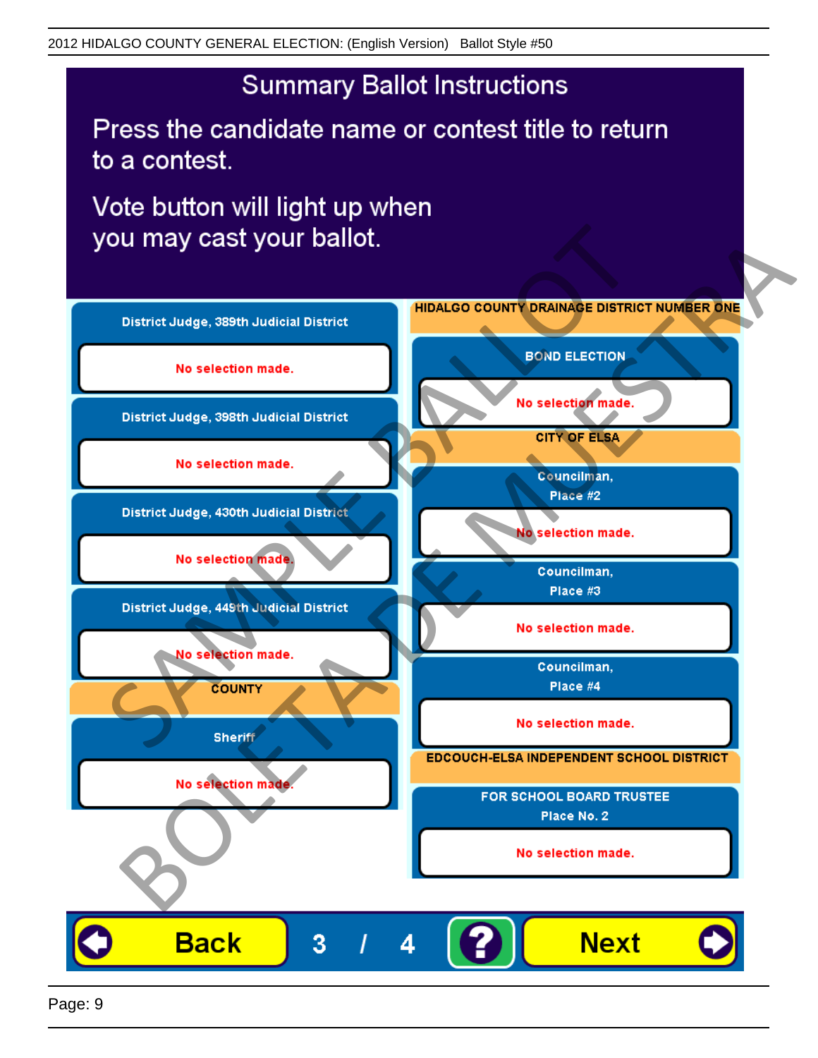# Summary Ballot Instructions

Press the candidate name or contest title to return to a contest.

Vote button will light up when you may cast your ballot.

**District Judge, 389th Judicial District**

No selection made.

**District Judge, 398th Judicial District**

No selection made.

**District Judge, 430th Judicial District**

No selection made.

**District Judge, 449th Judicial District**

No selection made.

## COUNTY

**Sheriff**

No selection made.

## HIDALGO COUNTY DRAINAGE DISTRICT NUMBER ONE

**BOND ELECTION**

No selection made.

## CITY OF ELSA

**Councilman, Place #2**

No selection made.

**Councilman, Place #3**

No selection made.

**Councilman, Place #4**

No selection made.

## EDCOUCH-ELSA INDEPENDENT SCHOOL DISTRICT

**FOR SCHOOL BOARD TRUSTEE Place No. 2**

No selection made.

Back 3 / 4 ? Next

SAMPLE BALLOT BOLETA DE MUESTRA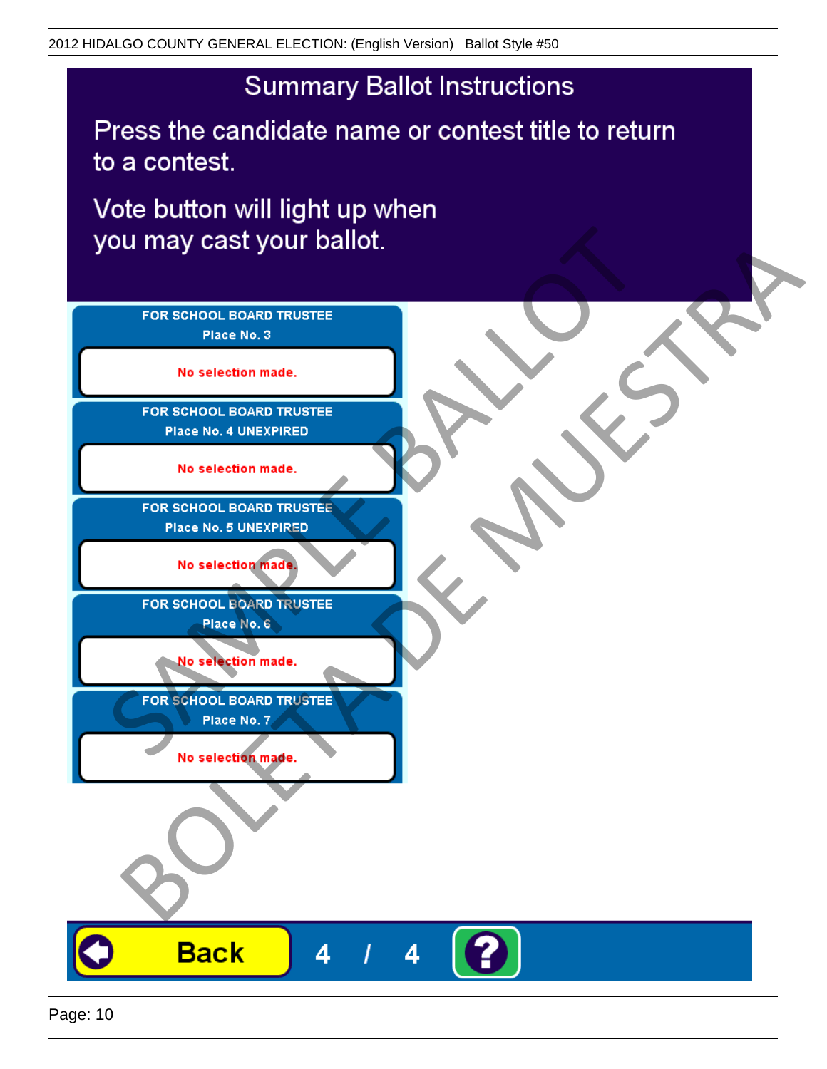# Summary Ballot Instructions

Press the candidate name or contest title to return to a contest.

Vote button will light up when you may cast your ballot.

**FOR SCHOOL BOARD TRUSTEE**
**Place No. 3**

No selection made.

**FOR SCHOOL BOARD TRUSTEE**
**Place No. 4 UNEXPIRED**

No selection made.

**FOR SCHOOL BOARD TRUSTEE**
**Place No. 5 UNEXPIRED**

No selection made.

**FOR SCHOOL BOARD TRUSTEE**
**Place No. 6**

No selection made.

**FOR SCHOOL BOARD TRUSTEE**
**Place No. 7**

No selection made.

Back 4 / 4 ?

SAMPLE BALLOT
BOLETA DE MUESTRA